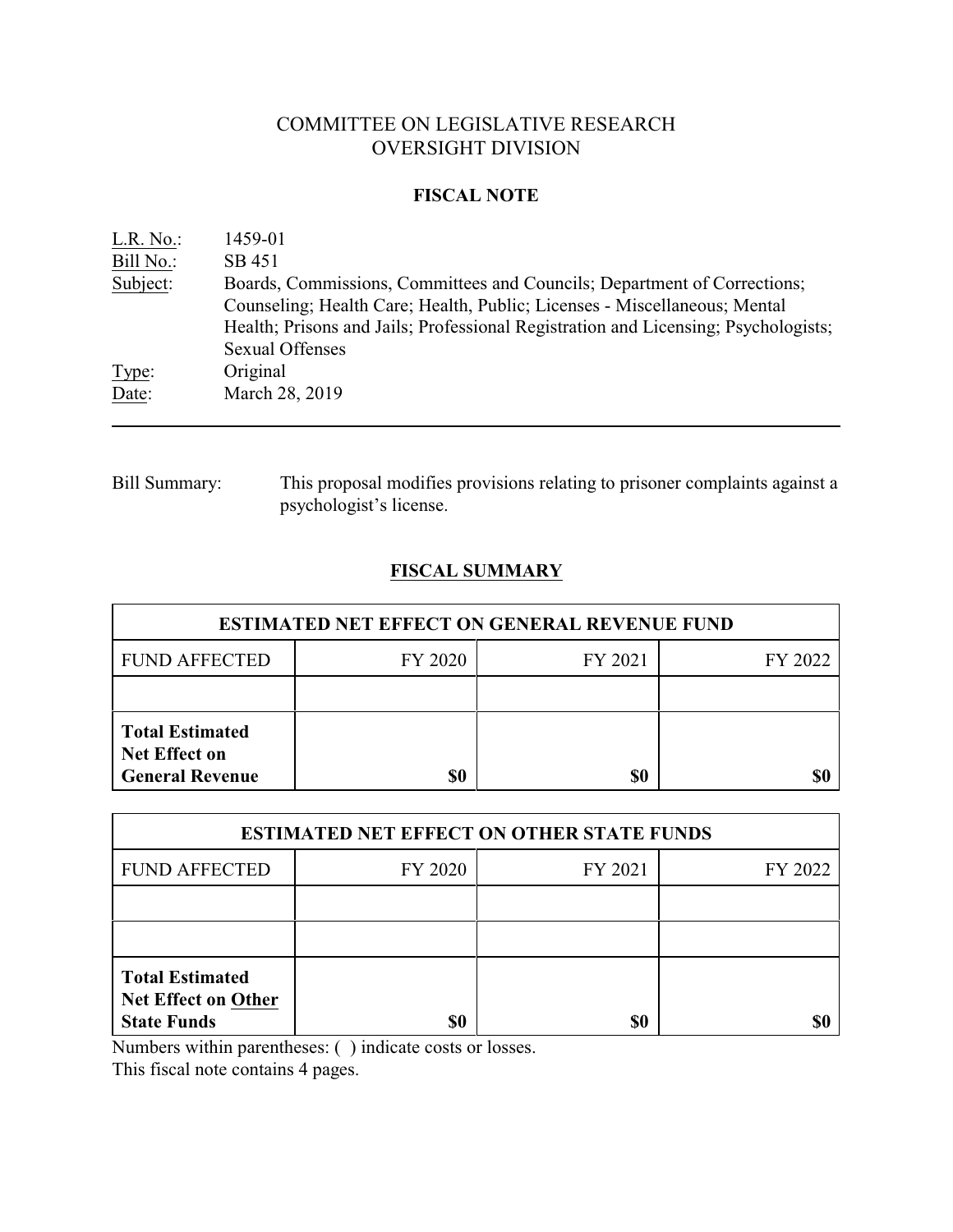# COMMITTEE ON LEGISLATIVE RESEARCH
# OVERSIGHT DIVISION

## FISCAL NOTE

| | |
|---|---|
| L.R. No.: | 1459-01 |
| Bill No.: | SB 451 |
| Subject: | Boards, Commissions, Committees and Councils; Department of Corrections; Counseling; Health Care; Health, Public; Licenses - Miscellaneous; Mental Health; Prisons and Jails; Professional Registration and Licensing; Psychologists; Sexual Offenses |
| Type: | Original |
| Date: | March 28, 2019 |

Bill Summary: This proposal modifies provisions relating to prisoner complaints against a psychologist's license.

## FISCAL SUMMARY

| ESTIMATED NET EFFECT ON GENERAL REVENUE FUND | | | |
|---|---|---|---|
| FUND AFFECTED | FY 2020 | FY 2021 | FY 2022 |
| | | | |
| **Total Estimated Net Effect on General Revenue** | **$0** | **$0** | **$0** |

| ESTIMATED NET EFFECT ON OTHER STATE FUNDS | | | |
|---|---|---|---|
| FUND AFFECTED | FY 2020 | FY 2021 | FY 2022 |
| | | | |
| | | | |
| **Total Estimated Net Effect on Other State Funds** | **$0** | **$0** | **$0** |

Numbers within parentheses: ( ) indicate costs or losses.
This fiscal note contains 4 pages.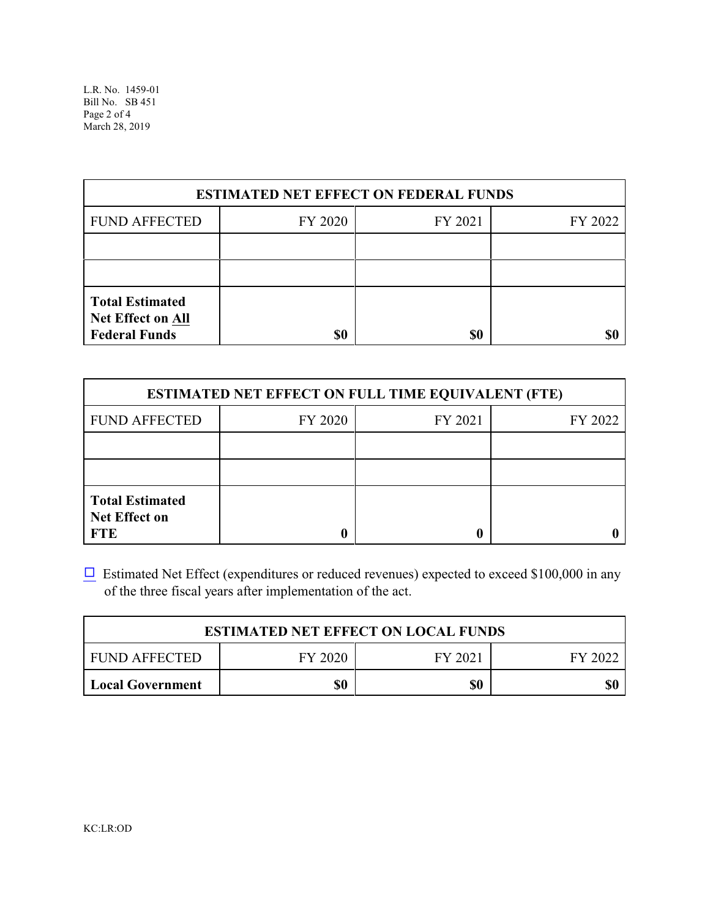| ESTIMATED NET EFFECT ON FEDERAL FUNDS | | | |
|---|---|---|---|
| FUND AFFECTED | FY 2020 | FY 2021 | FY 2022 |
| | | | |
| | | | |
| **Total Estimated Net Effect on All Federal Funds** | **$0** | **$0** | **$0** |

| ESTIMATED NET EFFECT ON FULL TIME EQUIVALENT (FTE) | | | |
|---|---|---|---|
| FUND AFFECTED | FY 2020 | FY 2021 | FY 2022 |
| | | | |
| | | | |
| **Total Estimated Net Effect on FTE** | **0** | **0** | **0** |

☐ Estimated Net Effect (expenditures or reduced revenues) expected to exceed $100,000 in any of the three fiscal years after implementation of the act.

| ESTIMATED NET EFFECT ON LOCAL FUNDS | | | |
|---|---|---|---|
| FUND AFFECTED | FY 2020 | FY 2021 | FY 2022 |
| **Local Government** | **$0** | **$0** | **$0** |

KC:LR:OD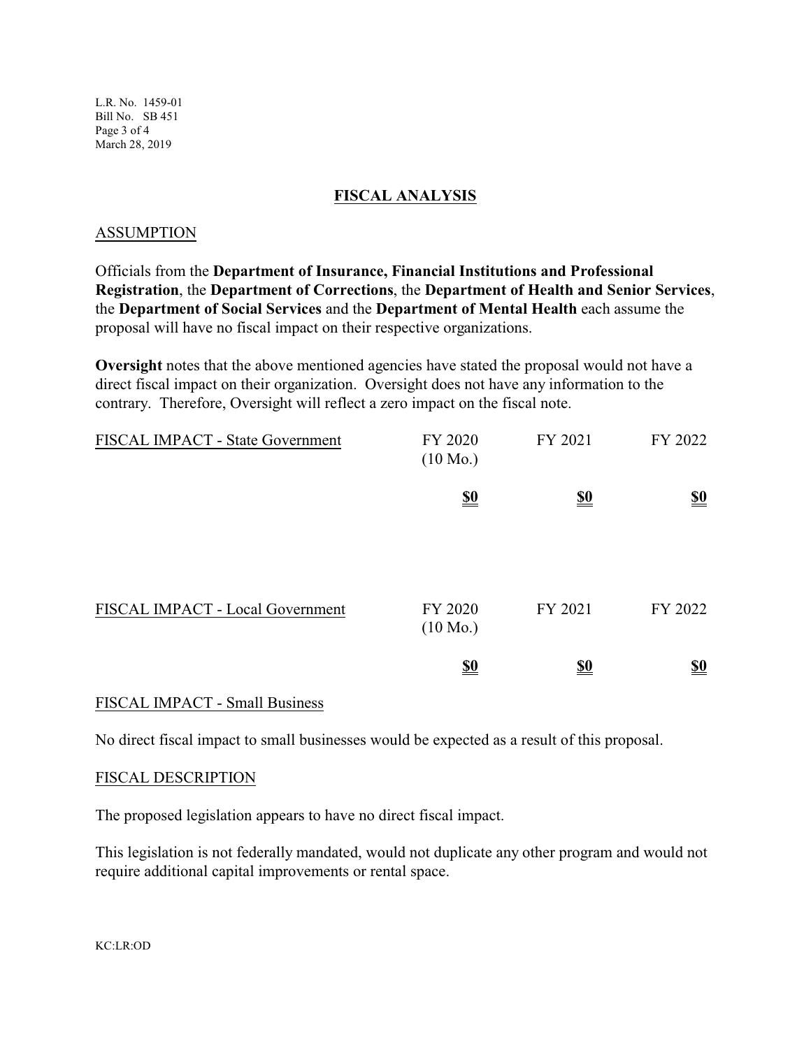## FISCAL ANALYSIS

### ASSUMPTION

Officials from the **Department of Insurance, Financial Institutions and Professional Registration**, the **Department of Corrections**, the **Department of Health and Senior Services**, the **Department of Social Services** and the **Department of Mental Health** each assume the proposal will have no fiscal impact on their respective organizations.

**Oversight** notes that the above mentioned agencies have stated the proposal would not have a direct fiscal impact on their organization. Oversight does not have any information to the contrary. Therefore, Oversight will reflect a zero impact on the fiscal note.

| FISCAL IMPACT - State Government | FY 2020 (10 Mo.) | FY 2021 | FY 2022 |
|---|---|---|---|
| | **$0** | **$0** | **$0** |

| FISCAL IMPACT - Local Government | FY 2020 (10 Mo.) | FY 2021 | FY 2022 |
|---|---|---|---|
| | **$0** | **$0** | **$0** |

### FISCAL IMPACT - Small Business

No direct fiscal impact to small businesses would be expected as a result of this proposal.

### FISCAL DESCRIPTION

The proposed legislation appears to have no direct fiscal impact.

This legislation is not federally mandated, would not duplicate any other program and would not require additional capital improvements or rental space.

KC:LR:OD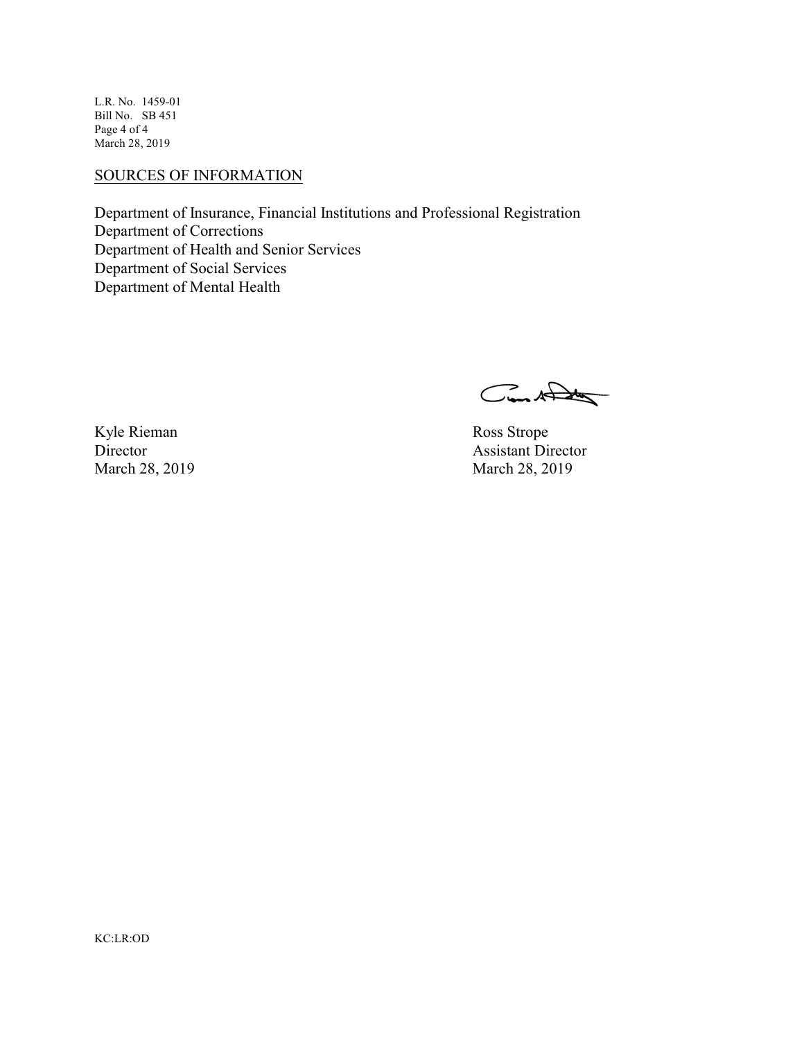## SOURCES OF INFORMATION

Department of Insurance, Financial Institutions and Professional Registration
Department of Corrections
Department of Health and Senior Services
Department of Social Services
Department of Mental Health

| | |
|---|---|
| Kyle Rieman | Ross Strope |
| Director | Assistant Director |
| March 28, 2019 | March 28, 2019 |

KC:LR:OD